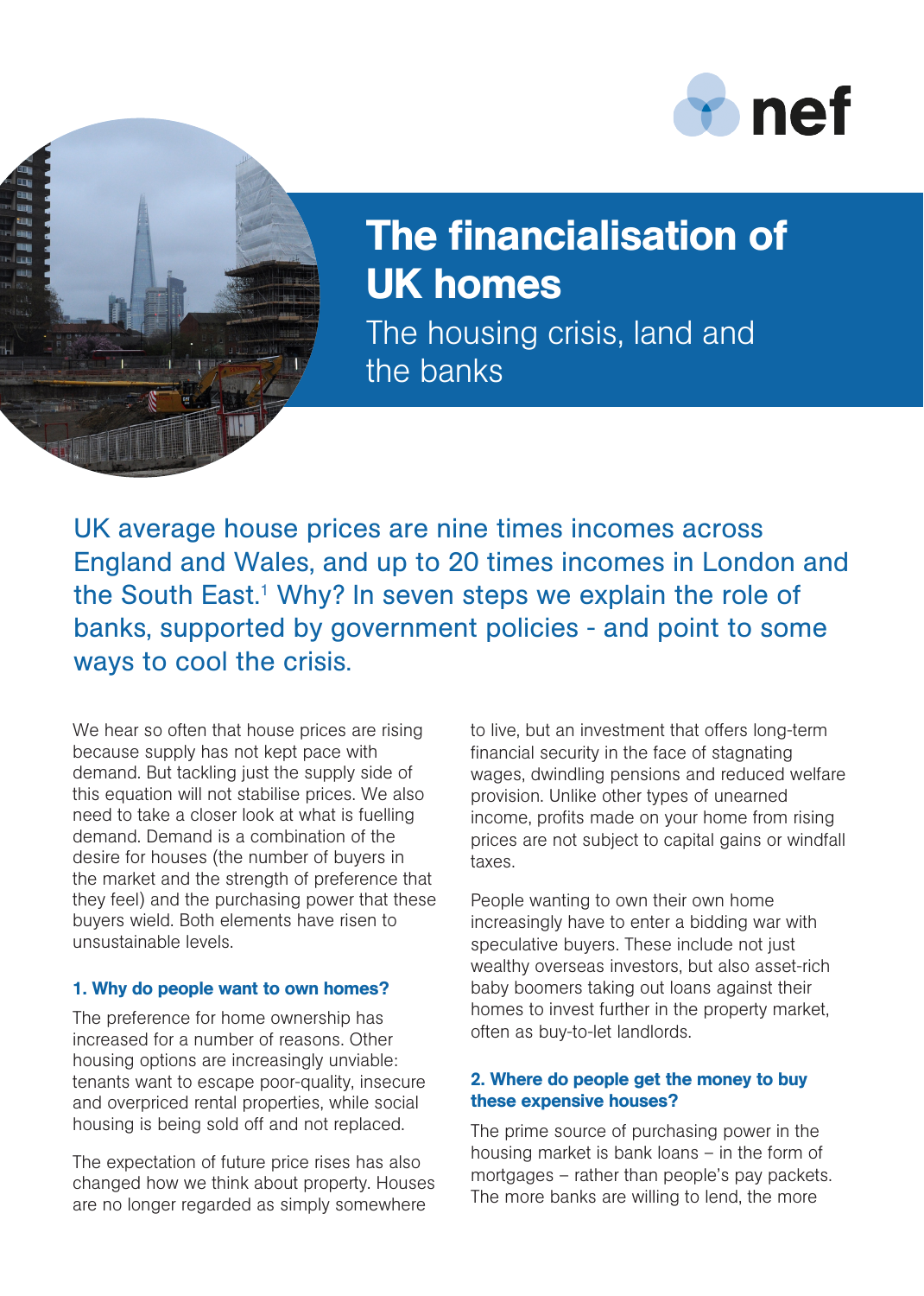# The financialisation of UK homes

## The housing crisis, land and the banks

UK average house prices are nine times incomes across England and Wales, and up to 20 times incomes in London and the South East.[1] Why? In seven steps we explain the role of banks, supported by government policies - and point to some ways to cool the crisis.

We hear so often that house prices are rising because supply has not kept pace with demand. But tackling just the supply side of this equation will not stabilise prices. We also need to take a closer look at what is fuelling demand. Demand is a combination of the desire for houses (the number of buyers in the market and the strength of preference that they feel) and the purchasing power that these buyers wield. Both elements have risen to unsustainable levels.

### 1. Why do people want to own homes?

The preference for home ownership has increased for a number of reasons. Other housing options are increasingly unviable: tenants want to escape poor-quality, insecure and overpriced rental properties, while social housing is being sold off and not replaced.

The expectation of future price rises has also changed how we think about property. Houses are no longer regarded as simply somewhere to live, but an investment that offers long-term financial security in the face of stagnating wages, dwindling pensions and reduced welfare provision. Unlike other types of unearned income, profits made on your home from rising prices are not subject to capital gains or windfall taxes.

People wanting to own their own home increasingly have to enter a bidding war with speculative buyers. These include not just wealthy overseas investors, but also asset-rich baby boomers taking out loans against their homes to invest further in the property market, often as buy-to-let landlords.

### 2. Where do people get the money to buy these expensive houses?

The prime source of purchasing power in the housing market is bank loans – in the form of mortgages – rather than people's pay packets. The more banks are willing to lend, the more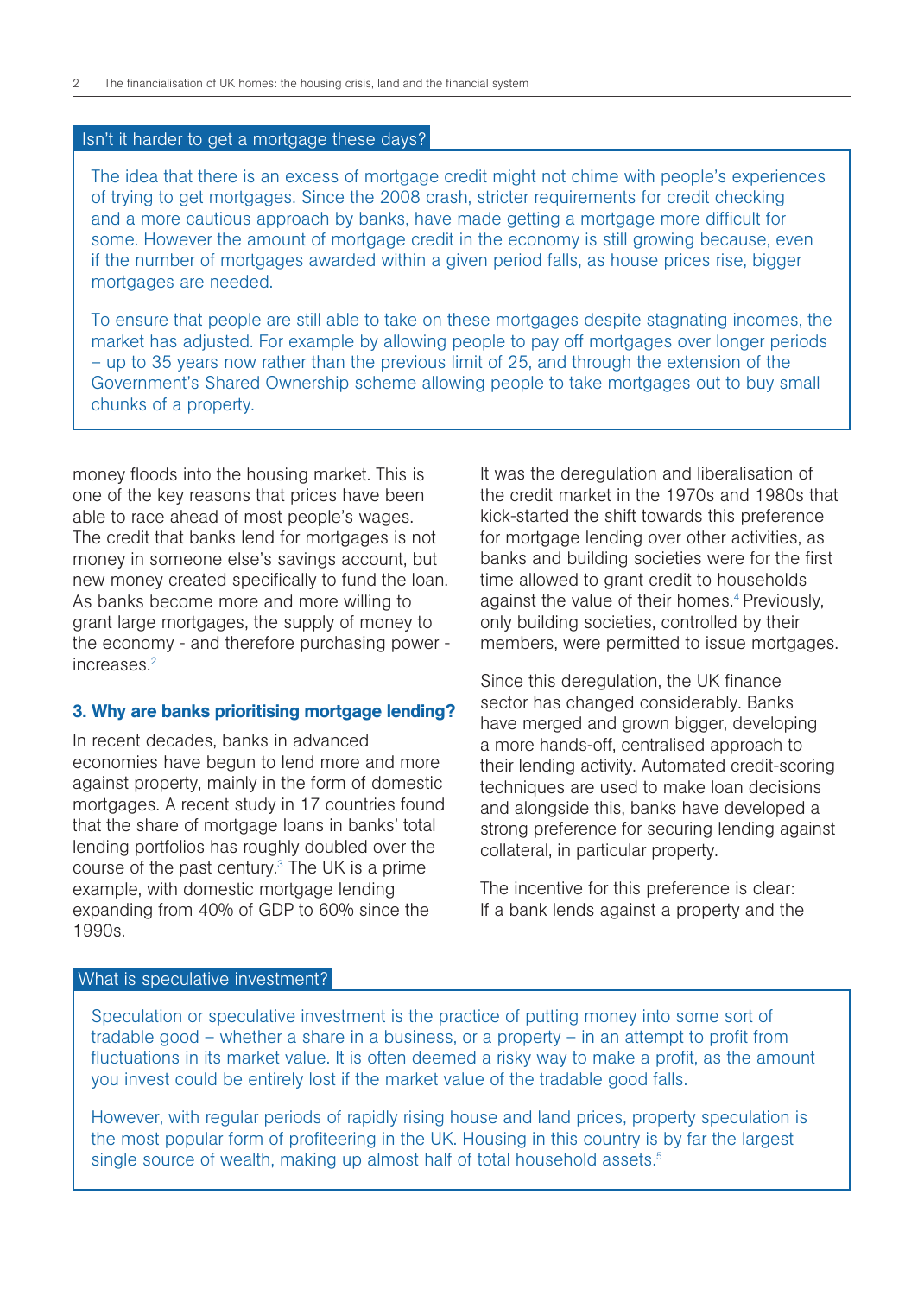### Isn't it harder to get a mortgage these days?

The idea that there is an excess of mortgage credit might not chime with people's experiences of trying to get mortgages. Since the 2008 crash, stricter requirements for credit checking and a more cautious approach by banks, have made getting a mortgage more difficult for some. However the amount of mortgage credit in the economy is still growing because, even if the number of mortgages awarded within a given period falls, as house prices rise, bigger mortgages are needed.

To ensure that people are still able to take on these mortgages despite stagnating incomes, the market has adjusted. For example by allowing people to pay off mortgages over longer periods – up to 35 years now rather than the previous limit of 25, and through the extension of the Government's Shared Ownership scheme allowing people to take mortgages out to buy small chunks of a property.

money floods into the housing market. This is one of the key reasons that prices have been able to race ahead of most people's wages. The credit that banks lend for mortgages is not money in someone else's savings account, but new money created specifically to fund the loan. As banks become more and more willing to grant large mortgages, the supply of money to the economy - and therefore purchasing power - increases.[2]

### 3. Why are banks prioritising mortgage lending?

In recent decades, banks in advanced economies have begun to lend more and more against property, mainly in the form of domestic mortgages. A recent study in 17 countries found that the share of mortgage loans in banks' total lending portfolios has roughly doubled over the course of the past century.[3] The UK is a prime example, with domestic mortgage lending expanding from 40% of GDP to 60% since the 1990s.

It was the deregulation and liberalisation of the credit market in the 1970s and 1980s that kick-started the shift towards this preference for mortgage lending over other activities, as banks and building societies were for the first time allowed to grant credit to households against the value of their homes.[4] Previously, only building societies, controlled by their members, were permitted to issue mortgages.

Since this deregulation, the UK finance sector has changed considerably. Banks have merged and grown bigger, developing a more hands-off, centralised approach to their lending activity. Automated credit-scoring techniques are used to make loan decisions and alongside this, banks have developed a strong preference for securing lending against collateral, in particular property.

The incentive for this preference is clear: If a bank lends against a property and the

### What is speculative investment?

Speculation or speculative investment is the practice of putting money into some sort of tradable good – whether a share in a business, or a property – in an attempt to profit from fluctuations in its market value. It is often deemed a risky way to make a profit, as the amount you invest could be entirely lost if the market value of the tradable good falls.

However, with regular periods of rapidly rising house and land prices, property speculation is the most popular form of profiteering in the UK. Housing in this country is by far the largest single source of wealth, making up almost half of total household assets.[5]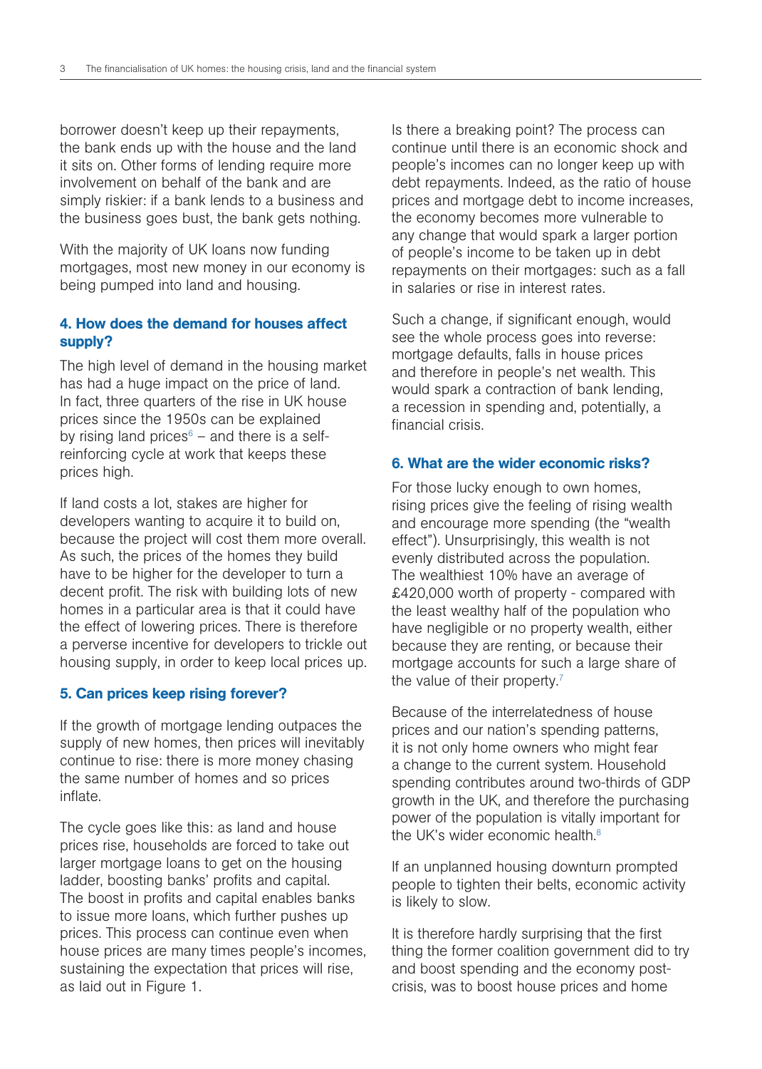borrower doesn't keep up their repayments, the bank ends up with the house and the land it sits on. Other forms of lending require more involvement on behalf of the bank and are simply riskier: if a bank lends to a business and the business goes bust, the bank gets nothing.

With the majority of UK loans now funding mortgages, most new money in our economy is being pumped into land and housing.

### 4. How does the demand for houses affect supply?

The high level of demand in the housing market has had a huge impact on the price of land. In fact, three quarters of the rise in UK house prices since the 1950s can be explained by rising land prices[6] – and there is a self-reinforcing cycle at work that keeps these prices high.

If land costs a lot, stakes are higher for developers wanting to acquire it to build on, because the project will cost them more overall. As such, the prices of the homes they build have to be higher for the developer to turn a decent profit. The risk with building lots of new homes in a particular area is that it could have the effect of lowering prices. There is therefore a perverse incentive for developers to trickle out housing supply, in order to keep local prices up.

### 5. Can prices keep rising forever?

If the growth of mortgage lending outpaces the supply of new homes, then prices will inevitably continue to rise: there is more money chasing the same number of homes and so prices inflate.

The cycle goes like this: as land and house prices rise, households are forced to take out larger mortgage loans to get on the housing ladder, boosting banks' profits and capital. The boost in profits and capital enables banks to issue more loans, which further pushes up prices. This process can continue even when house prices are many times people's incomes, sustaining the expectation that prices will rise, as laid out in Figure 1.

Is there a breaking point? The process can continue until there is an economic shock and people's incomes can no longer keep up with debt repayments. Indeed, as the ratio of house prices and mortgage debt to income increases, the economy becomes more vulnerable to any change that would spark a larger portion of people's income to be taken up in debt repayments on their mortgages: such as a fall in salaries or rise in interest rates.

Such a change, if significant enough, would see the whole process goes into reverse: mortgage defaults, falls in house prices and therefore in people's net wealth. This would spark a contraction of bank lending, a recession in spending and, potentially, a financial crisis.

### 6. What are the wider economic risks?

For those lucky enough to own homes, rising prices give the feeling of rising wealth and encourage more spending (the "wealth effect"). Unsurprisingly, this wealth is not evenly distributed across the population. The wealthiest 10% have an average of £420,000 worth of property - compared with the least wealthy half of the population who have negligible or no property wealth, either because they are renting, or because their mortgage accounts for such a large share of the value of their property.[7]

Because of the interrelatedness of house prices and our nation's spending patterns, it is not only home owners who might fear a change to the current system. Household spending contributes around two-thirds of GDP growth in the UK, and therefore the purchasing power of the population is vitally important for the UK's wider economic health.[8]

If an unplanned housing downturn prompted people to tighten their belts, economic activity is likely to slow.

It is therefore hardly surprising that the first thing the former coalition government did to try and boost spending and the economy post-crisis, was to boost house prices and home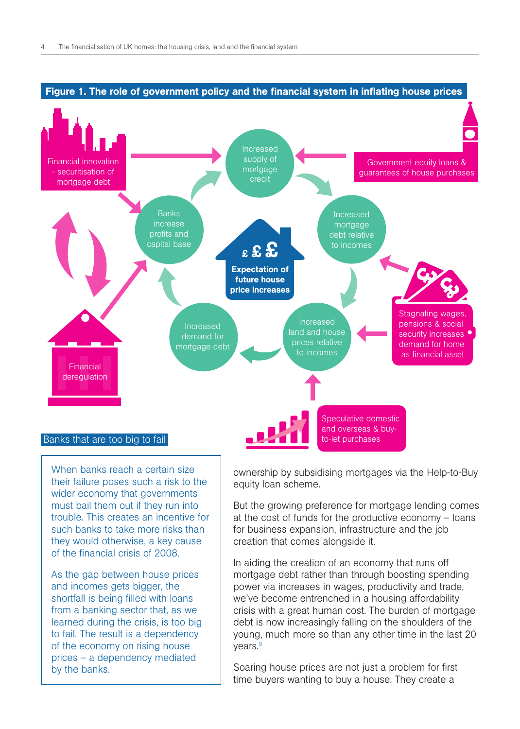## Figure 1. The role of government policy and the financial system in inflating house prices

Financial innovation - securitisation of mortgage debt

Increased supply of mortgage credit

Government equity loans & guarantees of house purchases

Banks increase profits and capital base

Increased mortgage debt relative to incomes

£ £ £

Expectation of future house price increases

Stagnating wages, pensions & social security increases demand for home as financial asset

Increased demand for mortgage debt

Increased land and house prices relative to incomes

Financial deregulation

Speculative domestic and overseas & buy-to-let purchases

### Banks that are too big to fail

When banks reach a certain size their failure poses such a risk to the wider economy that governments must bail them out if they run into trouble. This creates an incentive for such banks to take more risks than they would otherwise, a key cause of the financial crisis of 2008.

As the gap between house prices and incomes gets bigger, the shortfall is being filled with loans from a banking sector that, as we learned during the crisis, is too big to fail. The result is a dependency of the economy on rising house prices – a dependency mediated by the banks.

ownership by subsidising mortgages via the Help-to-Buy equity loan scheme.

But the growing preference for mortgage lending comes at the cost of funds for the productive economy – loans for business expansion, infrastructure and the job creation that comes alongside it.

In aiding the creation of an economy that runs off mortgage debt rather than through boosting spending power via increases in wages, productivity and trade, we've become entrenched in a housing affordability crisis with a great human cost. The burden of mortgage debt is now increasingly falling on the shoulders of the young, much more so than any other time in the last 20 years.[9]

Soaring house prices are not just a problem for first time buyers wanting to buy a house. They create a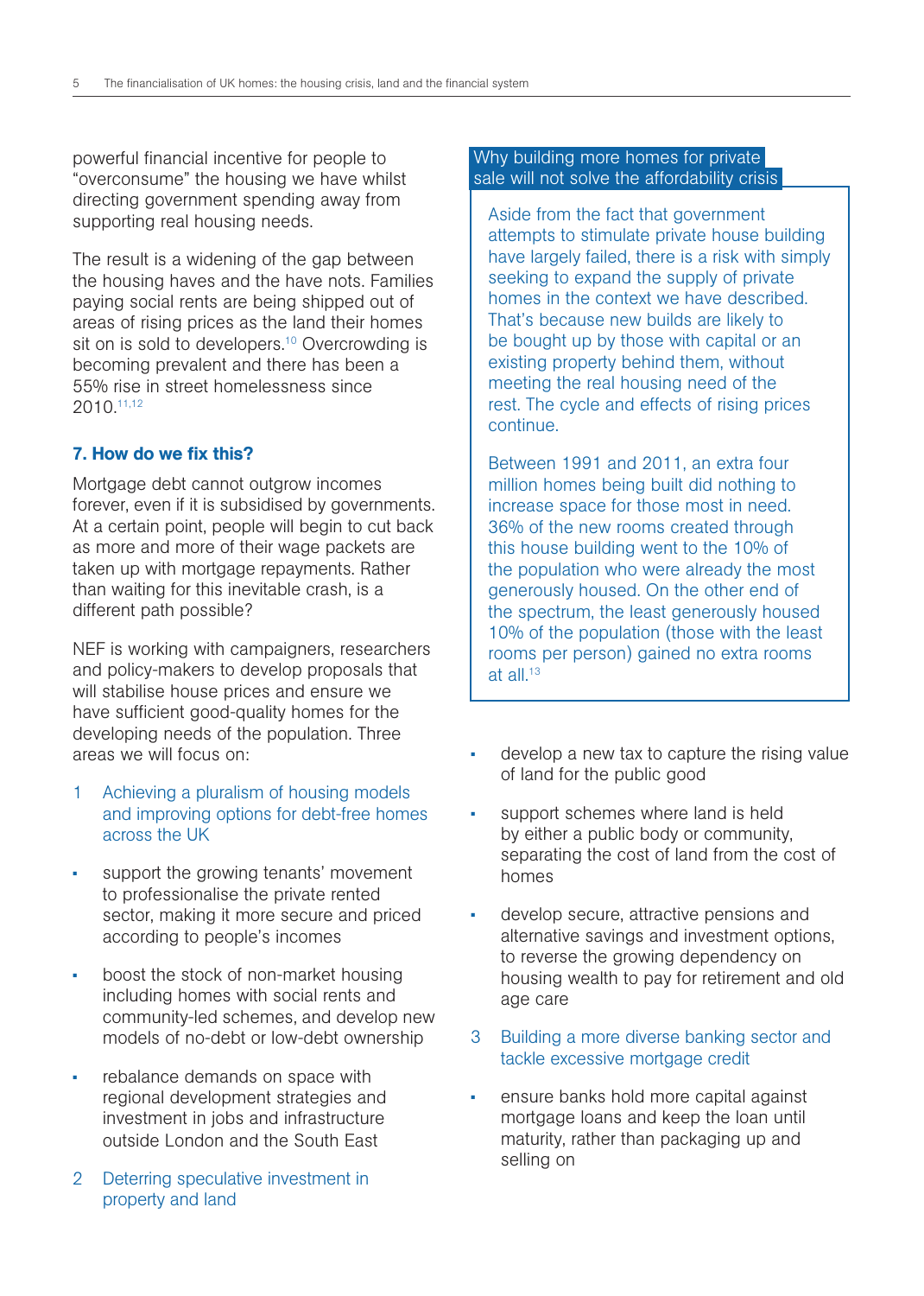powerful financial incentive for people to "overconsume" the housing we have whilst directing government spending away from supporting real housing needs.

The result is a widening of the gap between the housing haves and the have nots. Families paying social rents are being shipped out of areas of rising prices as the land their homes sit on is sold to developers.[10] Overcrowding is becoming prevalent and there has been a 55% rise in street homelessness since 2010.[11,12]

### 7. How do we fix this?

Mortgage debt cannot outgrow incomes forever, even if it is subsidised by governments. At a certain point, people will begin to cut back as more and more of their wage packets are taken up with mortgage repayments. Rather than waiting for this inevitable crash, is a different path possible?

NEF is working with campaigners, researchers and policy-makers to develop proposals that will stabilise house prices and ensure we have sufficient good-quality homes for the developing needs of the population. Three areas we will focus on:

1. Achieving a pluralism of housing models and improving options for debt-free homes across the UK

- support the growing tenants' movement to professionalise the private rented sector, making it more secure and priced according to people's incomes
- boost the stock of non-market housing including homes with social rents and community-led schemes, and develop new models of no-debt or low-debt ownership
- rebalance demands on space with regional development strategies and investment in jobs and infrastructure outside London and the South East

2. Deterring speculative investment in property and land

- develop a new tax to capture the rising value of land for the public good
- support schemes where land is held by either a public body or community, separating the cost of land from the cost of homes
- develop secure, attractive pensions and alternative savings and investment options, to reverse the growing dependency on housing wealth to pay for retirement and old age care

3. Building a more diverse banking sector and tackle excessive mortgage credit

- ensure banks hold more capital against mortgage loans and keep the loan until maturity, rather than packaging up and selling on

#### Why building more homes for private sale will not solve the affordability crisis

Aside from the fact that government attempts to stimulate private house building have largely failed, there is a risk with simply seeking to expand the supply of private homes in the context we have described. That's because new builds are likely to be bought up by those with capital or an existing property behind them, without meeting the real housing need of the rest. The cycle and effects of rising prices continue.

Between 1991 and 2011, an extra four million homes being built did nothing to increase space for those most in need. 36% of the new rooms created through this house building went to the 10% of the population who were already the most generously housed. On the other end of the spectrum, the least generously housed 10% of the population (those with the least rooms per person) gained no extra rooms at all.[13]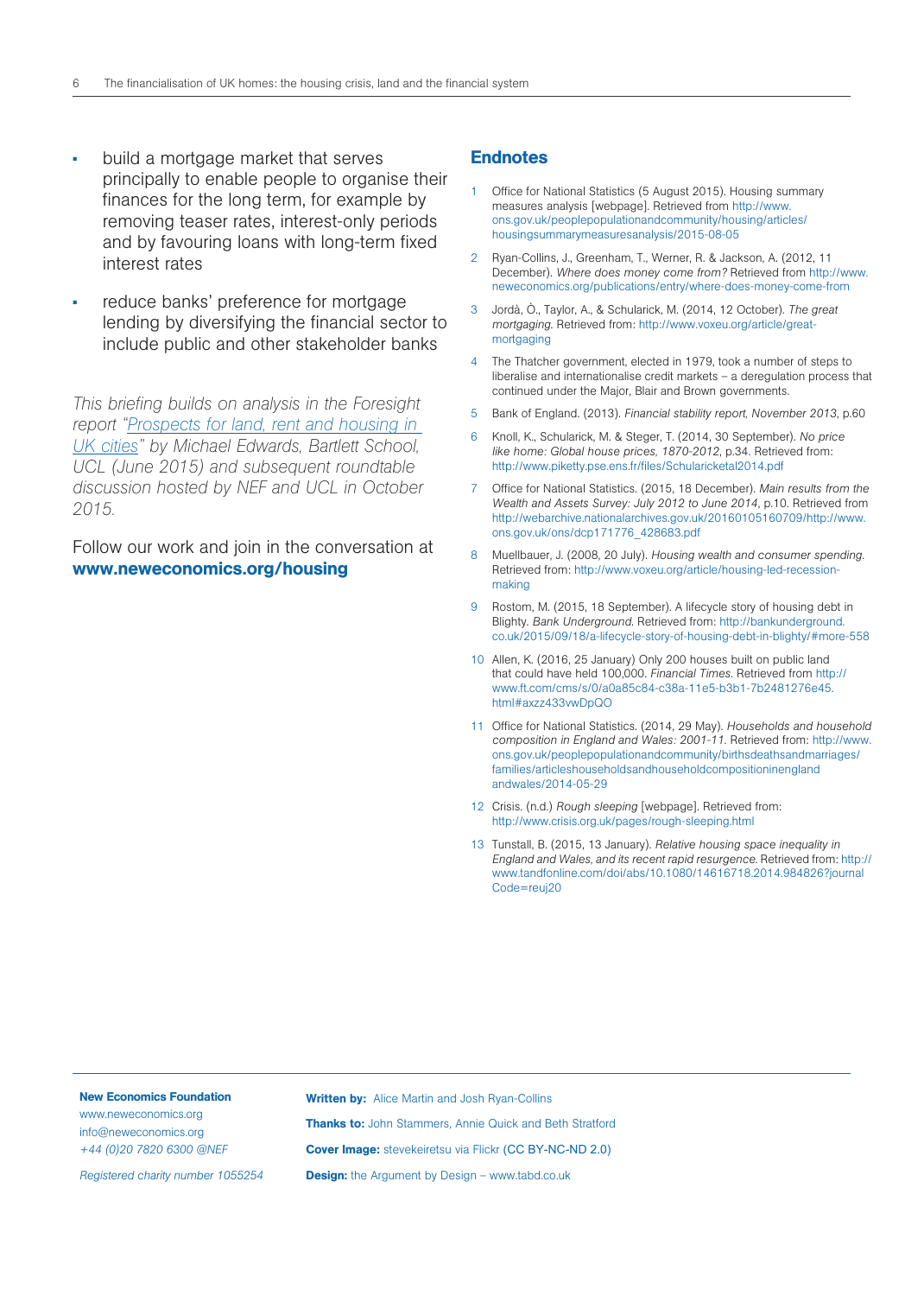- build a mortgage market that serves principally to enable people to organise their finances for the long term, for example by removing teaser rates, interest-only periods and by favouring loans with long-term fixed interest rates
- reduce banks' preference for mortgage lending by diversifying the financial sector to include public and other stakeholder banks

*This briefing builds on analysis in the Foresight report "Prospects for land, rent and housing in UK cities" by Michael Edwards, Bartlett School, UCL (June 2015) and subsequent roundtable discussion hosted by NEF and UCL in October 2015.*

Follow our work and join in the conversation at **www.neweconomics.org/housing**

## Endnotes

1. Office for National Statistics (5 August 2015). Housing summary measures analysis [webpage]. Retrieved from http://www.ons.gov.uk/peoplepopulationandcommunity/housing/articles/housingsummarymeasuresanalysis/2015-08-05
2. Ryan-Collins, J., Greenham, T., Werner, R. & Jackson, A. (2012, 11 December). *Where does money come from?* Retrieved from http://www.neweconomics.org/publications/entry/where-does-money-come-from
3. Jordà, Ò., Taylor, A., & Schularick, M. (2014, 12 October). *The great mortgaging.* Retrieved from: http://www.voxeu.org/article/great-mortgaging
4. The Thatcher government, elected in 1979, took a number of steps to liberalise and internationalise credit markets – a deregulation process that continued under the Major, Blair and Brown governments.
5. Bank of England. (2013). *Financial stability report, November 2013*, p.60
6. Knoll, K., Schularick, M. & Steger, T. (2014, 30 September). *No price like home: Global house prices, 1870-2012*, p.34. Retrieved from: http://www.piketty.pse.ens.fr/files/Schularicketal2014.pdf
7. Office for National Statistics. (2015, 18 December). *Main results from the Wealth and Assets Survey: July 2012 to June 2014*, p.10. Retrieved from http://webarchive.nationalarchives.gov.uk/20160105160709/http://www.ons.gov.uk/ons/dcp171776_428683.pdf
8. Muellbauer, J. (2008, 20 July). *Housing wealth and consumer spending.* Retrieved from: http://www.voxeu.org/article/housing-led-recession-making
9. Rostom, M. (2015, 18 September). A lifecycle story of housing debt in Blighty. *Bank Underground.* Retrieved from: http://bankunderground.co.uk/2015/09/18/a-lifecycle-story-of-housing-debt-in-blighty/#more-558
10. Allen, K. (2016, 25 January) Only 200 houses built on public land that could have held 100,000. *Financial Times.* Retrieved from http://www.ft.com/cms/s/0/a0a85c84-c38a-11e5-b3b1-7b2481276e45.html#axzz433vwDpQO
11. Office for National Statistics. (2014, 29 May). *Households and household composition in England and Wales: 2001-11.* Retrieved from: http://www.ons.gov.uk/peoplepopulationandcommunity/birthsdeathsandmarriages/families/articleshouseholdsandhouseholdcompositioninenglandandwales/2014-05-29
12. Crisis. (n.d.) *Rough sleeping* [webpage]. Retrieved from: http://www.crisis.org.uk/pages/rough-sleeping.html
13. Tunstall, B. (2015, 13 January). *Relative housing space inequality in England and Wales, and its recent rapid resurgence.* Retrieved from: http://www.tandfonline.com/doi/abs/10.1080/14616718.2014.984826?journalCode=reuj20

**New Economics Foundation**
www.neweconomics.org
info@neweconomics.org
*+44 (0)20 7820 6300 @NEF*

*Registered charity number 1055254*

**Written by:** Alice Martin and Josh Ryan-Collins

**Thanks to:** John Stammers, Annie Quick and Beth Stratford

**Cover Image:** stevekeiretsu via Flickr (CC BY-NC-ND 2.0)

**Design:** the Argument by Design – www.tabd.co.uk